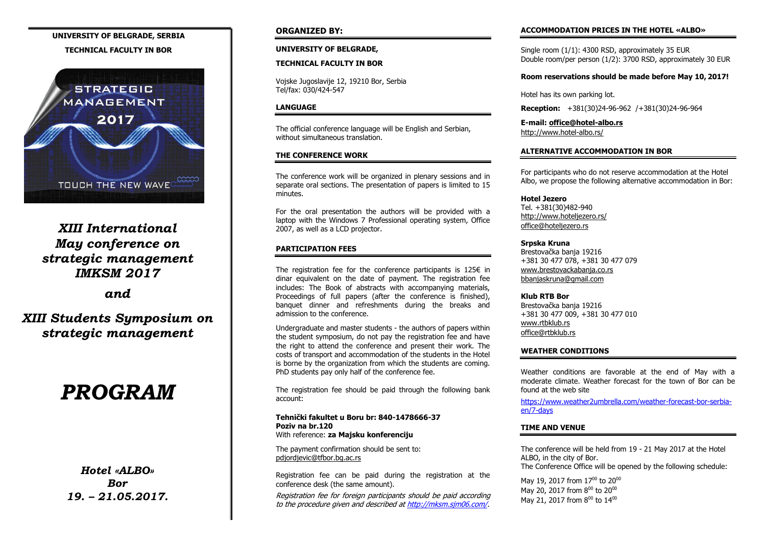**UNIVERSITY OF BELGRADE, SERBIA**

**TECHNICAL FACULTY IN BOR**

STRATEGIC MANAGEMENT 2017

TOUCH THE NEW WAVE

# *XIII International May conference on strategic management IMKSM 2017*

## *and*

# *XIII Students Symposium on strategic management*

# *PROGRAM*

***Hotel «ALBO»***
***Bor***
***19. – 21.05.2017.***

## ORGANIZED BY:

**UNIVERSITY OF BELGRADE,**

**TECHNICAL FACULTY IN BOR**

Vojske Jugoslavije 12, 19210 Bor, Serbia
Tel/fax: 030/424-547

## LANGUAGE

The official conference language will be English and Serbian, without simultaneous translation.

## THE CONFERENCE WORK

The conference work will be organized in plenary sessions and in separate oral sections. The presentation of papers is limited to 15 minutes.

For the oral presentation the authors will be provided with a laptop with the Windows 7 Professional operating system, Office 2007, as well as a LCD projector.

## PARTICIPATION FEES

The registration fee for the conference participants is 125€ in dinar equivalent on the date of payment. The registration fee includes: The Book of abstracts with accompanying materials, Proceedings of full papers (after the conference is finished), banquet dinner and refreshments during the breaks and admission to the conference.

Undergraduate and master students - the authors of papers within the student symposium, do not pay the registration fee and have the right to attend the conference and present their work. The costs of transport and accommodation of the students in the Hotel is borne by the organization from which the students are coming. PhD students pay only half of the conference fee.

The registration fee should be paid through the following bank account:

**Tehnički fakultet u Boru br: 840-1478666-37**
**Poziv na br.120**
With reference: **za Majsku konferenciju**

The payment confirmation should be sent to:
pdjordjevic@tfbor.bg.ac.rs

Registration fee can be paid during the registration at the conference desk (the same amount).

*Registration fee for foreign participants should be paid according to the procedure given and described at http://mksm.sjm06.com/.*

## ACCOMMODATION PRICES IN THE HOTEL «ALBO»

Single room (1/1): 4300 RSD, approximately 35 EUR
Double room/per person (1/2): 3700 RSD, approximately 30 EUR

**Room reservations should be made before May 10, 2017!**

Hotel has its own parking lot.

**Reception:** +381(30)24-96-962 /+381(30)24-96-964

**E-mail: office@hotel-albo.rs**
http://www.hotel-albo.rs/

## ALTERNATIVE ACCOMMODATION IN BOR

For participants who do not reserve accommodation at the Hotel Albo, we propose the following alternative accommodation in Bor:

**Hotel Jezero**
Tel. +381(30)482-940
http://www.hoteljezero.rs/
office@hoteljezero.rs

**Srpska Kruna**
Brestovačka banja 19216
+381 30 477 078, +381 30 477 079
www.brestovackabanja.co.rs
bbanjaskruna@gmail.com

**Klub RTB Bor**
Brestovačka banja 19216
+381 30 477 009, +381 30 477 010
www.rtbklub.rs
office@rtbklub.rs

## WEATHER CONDITIONS

Weather conditions are favorable at the end of May with a moderate climate. Weather forecast for the town of Bor can be found at the web site

https://www.weather2umbrella.com/weather-forecast-bor-serbia-en/7-days

## TIME AND VENUE

The conference will be held from 19 - 21 May 2017 at the Hotel ALBO, in the city of Bor.
The Conference Office will be opened by the following schedule:

May 19, 2017 from $17^{00}$ to $20^{00}$
May 20, 2017 from $8^{00}$ to $20^{00}$
May 21, 2017 from $8^{00}$ to $14^{00}$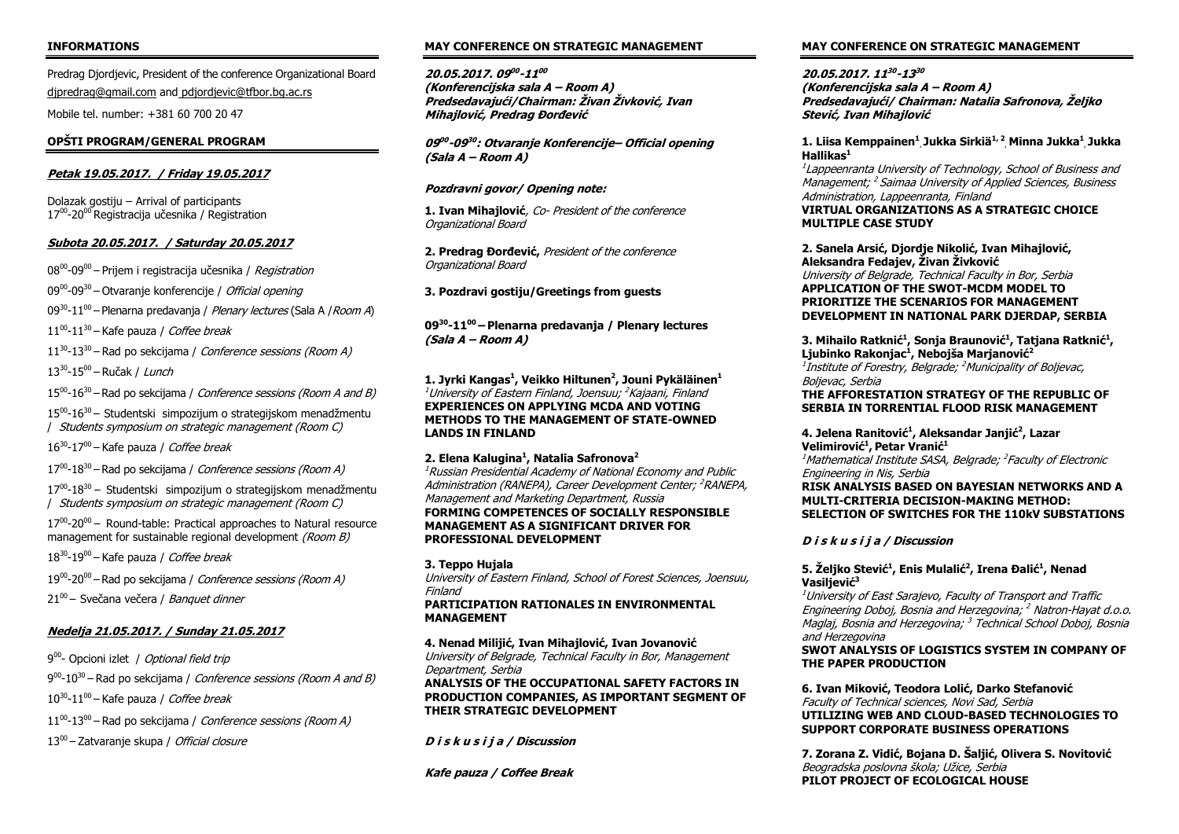## INFORMATIONS

Predrag Djordjevic, President of the conference Organizational Board
djpredrag@gmail.com and pdjordjevic@tfbor.bg.ac.rs

Mobile tel. number: +381 60 700 20 47

## OPŠTI PROGRAM/GENERAL PROGRAM

### *Petak 19.05.2017. / Friday 19.05.2017*

Dolazak gostiju – Arrival of participants
$17^{00}$-$20^{00}$ Registracija učesnika / Registration

### *Subota 20.05.2017. / Saturday 20.05.2017*

$08^{00}$-$09^{00}$ – Prijem i registracija učesnika / *Registration*

$09^{00}$-$09^{30}$ – Otvaranje konferencije / *Official opening*

$09^{30}$-$11^{00}$ – Plenarna predavanja / *Plenary lectures* (Sala A /*Room A*)

$11^{00}$-$11^{30}$ – Kafe pauza / *Coffee break*

$11^{30}$-$13^{30}$ – Rad po sekcijama / *Conference sessions (Room A)*

$13^{30}$-$15^{00}$ – Ručak / *Lunch*

$15^{00}$-$16^{30}$ – Rad po sekcijama / *Conference sessions (Room A and B)*

$15^{00}$-$16^{30}$ – Studentski simpozijum o strategijskom menadžmentu / *Students symposium on strategic management (Room C)*

$16^{30}$-$17^{00}$ – Kafe pauza / *Coffee break*

$17^{00}$-$18^{30}$ – Rad po sekcijama / *Conference sessions (Room A)*

$17^{00}$-$18^{30}$ – Studentski simpozijum o strategijskom menadžmentu / *Students symposium on strategic management (Room C)*

$17^{00}$-$20^{00}$ – Round-table: Practical approaches to Natural resource management for sustainable regional development *(Room B)*

$18^{30}$-$19^{00}$ – Kafe pauza / *Coffee break*

$19^{00}$-$20^{00}$ – Rad po sekcijama / *Conference sessions (Room A)*

$21^{00}$ – Svečana večera / *Banquet dinner*

### *Nedelja 21.05.2017. / Sunday 21.05.2017*

$9^{00}$- Opcioni izlet / *Optional field trip*

$9^{00}$-$10^{30}$ – Rad po sekcijama / *Conference sessions (Room A and B)*

$10^{30}$-$11^{00}$ – Kafe pauza / *Coffee break*

$11^{00}$-$13^{00}$ – Rad po sekcijama / *Conference sessions (Room A)*

$13^{00}$ – Zatvaranje skupa / *Official closure*

## MAY CONFERENCE ON STRATEGIC MANAGEMENT

***20.05.2017. $09^{00}$-$11^{00}$***
***(Konferencijska sala A – Room A)***
***Predsedavajući/Chairman: Živan Živković, Ivan Mihajlović, Predrag Đorđević***

***$09^{00}$-$09^{30}$: Otvaranje Konferencije– Official opening (Sala A – Room A)***

***Pozdravni govor/ Opening note:***

**1. Ivan Mihajlović**, *Co- President of the conference Organizational Board*

**2. Predrag Đorđević,** *President of the conference Organizational Board*

**3. Pozdravi gostiju/Greetings from guests**

***$09^{30}$-$11^{00}$ – Plenarna predavanja / Plenary lectures (Sala A – Room A)***

**1. Jyrki Kangas[1], Veikko Hiltunen[2], Jouni Pykäläinen[1]**
*[1]University of Eastern Finland, Joensuu; [2]Kajaani, Finland*
**EXPERIENCES ON APPLYING MCDA AND VOTING METHODS TO THE MANAGEMENT OF STATE-OWNED LANDS IN FINLAND**

**2. Elena Kalugina[1], Natalia Safronova[2]**
*[1]Russian Presidential Academy of National Economy and Public Administration (RANEPA), Career Development Center; [2]RANEPA, Management and Marketing Department, Russia*
**FORMING COMPETENCES OF SOCIALLY RESPONSIBLE MANAGEMENT AS A SIGNIFICANT DRIVER FOR PROFESSIONAL DEVELOPMENT**

**3. Teppo Hujala**
*University of Eastern Finland, School of Forest Sciences, Joensuu, Finland*
**PARTICIPATION RATIONALES IN ENVIRONMENTAL MANAGEMENT**

**4. Nenad Milijić, Ivan Mihajlović, Ivan Jovanović**
*University of Belgrade, Technical Faculty in Bor, Management Department, Serbia*
**ANALYSIS OF THE OCCUPATIONAL SAFETY FACTORS IN PRODUCTION COMPANIES, AS IMPORTANT SEGMENT OF THEIR STRATEGIC DEVELOPMENT**

***D i s k u s i j a / Discussion***

***Kafe pauza / Coffee Break***

## MAY CONFERENCE ON STRATEGIC MANAGEMENT

***20.05.2017. $11^{30}$-$13^{30}$***
***(Konferencijska sala A – Room A)***
***Predsedavajući/ Chairman: Natalia Safronova, Željko Stević, Ivan Mihajlović***

**1. Liisa Kemppainen[1], Jukka Sirkiä[1, 2], Minna Jukka[1], Jukka Hallikas[1]**
*[1]Lappeenranta University of Technology, School of Business and Management; [2] Saimaa University of Applied Sciences, Business Administration, Lappeenranta, Finland*
**VIRTUAL ORGANIZATIONS AS A STRATEGIC CHOICE MULTIPLE CASE STUDY**

**2. Sanela Arsić, Djordje Nikolić, Ivan Mihajlović, Aleksandra Fedajev, Živan Živković**
*University of Belgrade, Technical Faculty in Bor, Serbia*
**APPLICATION OF THE SWOT-MCDM MODEL TO PRIORITIZE THE SCENARIOS FOR MANAGEMENT DEVELOPMENT IN NATIONAL PARK DJERDAP, SERBIA**

**3. Mihailo Ratknić[1], Sonja Braunović[1], Tatjana Ratknić[1], Ljubinko Rakonjac[1], Nebojša Marjanović[2]**
*[1]Institute of Forestry, Belgrade; [2]Municipality of Boljevac, Boljevac, Serbia*
**THE AFFORESTATION STRATEGY OF THE REPUBLIC OF SERBIA IN TORRENTIAL FLOOD RISK MANAGEMENT**

**4. Jelena Ranitović[1], Aleksandar Janjić[2], Lazar Velimirović[1], Petar Vranić[1]**
*[1]Mathematical Institute SASA, Belgrade; [2]Faculty of Electronic Engineering in Nis, Serbia*
**RISK ANALYSIS BASED ON BAYESIAN NETWORKS AND A MULTI-CRITERIA DECISION-MAKING METHOD: SELECTION OF SWITCHES FOR THE 110kV SUBSTATIONS**

***D i s k u s i j a / Discussion***

**5. Željko Stević[1], Enis Mulalić[2], Irena Đalić[1], Nenad Vasiljević[3]**
*[1]University of East Sarajevo, Faculty of Transport and Traffic Engineering Doboj, Bosnia and Herzegovina; [2] Natron-Hayat d.o.o. Maglaj, Bosnia and Herzegovina; [3] Technical School Doboj, Bosnia and Herzegovina*
**SWOT ANALYSIS OF LOGISTICS SYSTEM IN COMPANY OF THE PAPER PRODUCTION**

**6. Ivan Miković, Teodora Lolić, Darko Stefanović**
*Faculty of Technical sciences, Novi Sad, Serbia*
**UTILIZING WEB AND CLOUD-BASED TECHNOLOGIES TO SUPPORT CORPORATE BUSINESS OPERATIONS**

**7. Zorana Z. Vidić, Bojana D. Šaljić, Olivera S. Novitović**
*Beogradska poslovna škola; Užice, Serbia*
**PILOT PROJECT OF ECOLOGICAL HOUSE**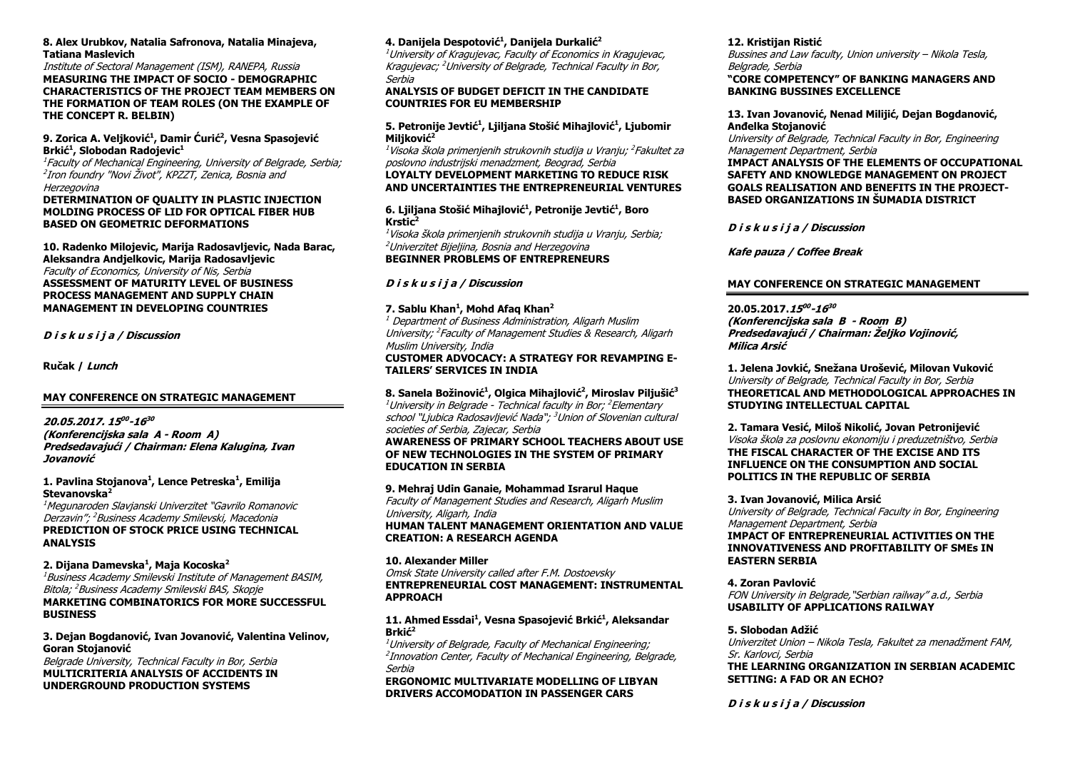**8. Alex Urubkov, Natalia Safronova, Natalia Minajeva, Tatiana Maslevich**
*Institute of Sectoral Management (ISM), RANEPA, Russia*
**MEASURING THE IMPACT OF SOCIO - DEMOGRAPHIC CHARACTERISTICS OF THE PROJECT TEAM MEMBERS ON THE FORMATION OF TEAM ROLES (ON THE EXAMPLE OF THE CONCEPT R. BELBIN)**

**9. Zorica A. Veljković[1], Damir Ćurić[2], Vesna Spasojević Brkić[1], Slobodan Radojevic[1]**
*[1]Faculty of Mechanical Engineering, University of Belgrade, Serbia; [2]Iron foundry "Novi Život", KPZZT, Zenica, Bosnia and Herzegovina*
**DETERMINATION OF QUALITY IN PLASTIC INJECTION MOLDING PROCESS OF LID FOR OPTICAL FIBER HUB BASED ON GEOMETRIC DEFORMATIONS**

**10. Radenko Milojevic, Marija Radosavljevic, Nada Barac, Aleksandra Andjelkovic, Marija Radosavljevic**
*Faculty of Economics, University of Nis, Serbia*
**ASSESSMENT OF MATURITY LEVEL OF BUSINESS PROCESS MANAGEMENT AND SUPPLY CHAIN MANAGEMENT IN DEVELOPING COUNTRIES**

***D i s k u s i j a / Discussion***

**Ručak / *Lunch***

## MAY CONFERENCE ON STRATEGIC MANAGEMENT

***20.05.2017. 15[00]-16[30]***
***(Konferencijska sala A - Room A)***
***Predsedavajući / Chairman: Elena Kalugina, Ivan Jovanović***

**1. Pavlina Stojanova[1], Lence Petreska[1], Emilija Stevanovska[2]**
*[1]Megunaroden Slavjanski Univerzitet "Gavrilo Romanovic Derzavin"; [2]Business Academy Smilevski, Macedonia*
**PREDICTION OF STOCK PRICE USING TECHNICAL ANALYSIS**

**2. Dijana Damevska[1], Maja Kocoska[2]**
*[1]Business Academy Smilevski Institute of Management BASIM, Bitola; [2]Business Academy Smilevski BAS, Skopje*
**MARKETING COMBINATORICS FOR MORE SUCCESSFUL BUSINESS**

**3. Dejan Bogdanović, Ivan Jovanović, Valentina Velinov, Goran Stojanović**
*Belgrade University, Technical Faculty in Bor, Serbia*
**MULTICRITERIA ANALYSIS OF ACCIDENTS IN UNDERGROUND PRODUCTION SYSTEMS**

**4. Danijela Despotović[1], Danijela Durkalić[2]**
*[1]University of Kragujevac, Faculty of Economics in Kragujevac, Kragujevac; [2]University of Belgrade, Technical Faculty in Bor, Serbia*
**ANALYSIS OF BUDGET DEFICIT IN THE CANDIDATE COUNTRIES FOR EU MEMBERSHIP**

**5. Petronije Jevtić[1], Ljiljana Stošić Mihajlović[1], Ljubomir Miljković[2]**
*[1]Visoka škola primenjenih strukovnih studija u Vranju; [2]Fakultet za poslovno industrijski menadzment, Beograd, Serbia*
**LOYALTY DEVELOPMENT MARKETING TO REDUCE RISK AND UNCERTAINTIES THE ENTREPRENEURIAL VENTURES**

**6. Ljiljana Stošić Mihajlović[1], Petronije Jevtić[1], Boro Krstic[2]**
*[1]Visoka škola primenjenih strukovnih studija u Vranju, Serbia; [2]Univerzitet Bijeljina, Bosnia and Herzegovina*
**BEGINNER PROBLEMS OF ENTREPRENEURS**

***D i s k u s i j a / Discussion***

**7. Sablu Khan[1], Mohd Afaq Khan[2]**
*[1] Department of Business Administration, Aligarh Muslim University; [2]Faculty of Management Studies & Research, Aligarh Muslim University, India*
**CUSTOMER ADVOCACY: A STRATEGY FOR REVAMPING E-TAILERS' SERVICES IN INDIA**

**8. Sanela Božinović[1], Olgica Mihajlović[2], Miroslav Piljušić[3]**
*[1]University in Belgrade - Technical faculty in Bor; [2]Elementary school "Ljubica Radosavljević Nada"; [3]Union of Slovenian cultural societies of Serbia, Zajecar, Serbia*
**AWARENESS OF PRIMARY SCHOOL TEACHERS ABOUT USE OF NEW TECHNOLOGIES IN THE SYSTEM OF PRIMARY EDUCATION IN SERBIA**

**9. Mehraj Udin Ganaie, Mohammad Israrul Haque**
*Faculty of Management Studies and Research, Aligarh Muslim University, Aligarh, India*
**HUMAN TALENT MANAGEMENT ORIENTATION AND VALUE CREATION: A RESEARCH AGENDA**

**10. Alexander Miller**
*Omsk State University called after F.M. Dostoevsky*
**ENTREPRENEURIAL COST MANAGEMENT: INSTRUMENTAL APPROACH**

**11. Ahmed Essdai[1], Vesna Spasojević Brkić[1], Aleksandar Brkić[2]**
*[1]University of Belgrade, Faculty of Mechanical Engineering; [2]Innovation Center, Faculty of Mechanical Engineering, Belgrade, Serbia*
**ERGONOMIC MULTIVARIATE MODELLING OF LIBYAN DRIVERS ACCOMODATION IN PASSENGER CARS**

**12. Kristijan Ristić**
*Bussines and Law faculty, Union university – Nikola Tesla, Belgrade, Serbia*
**"CORE COMPETENCY" OF BANKING MANAGERS AND BANKING BUSSINES EXCELLENCE**

**13. Ivan Jovanović, Nenad Milijić, Dejan Bogdanović, Anđelka Stojanović**
*University of Belgrade, Technical Faculty in Bor, Engineering Management Department, Serbia*
**IMPACT ANALYSIS OF THE ELEMENTS OF OCCUPATIONAL SAFETY AND KNOWLEDGE MANAGEMENT ON PROJECT GOALS REALISATION AND BENEFITS IN THE PROJECT-BASED ORGANIZATIONS IN ŠUMADIA DISTRICT**

***D i s k u s i j a / Discussion***

***Kafe pauza / Coffee Break***

## MAY CONFERENCE ON STRATEGIC MANAGEMENT

**20.05.2017.*15[00]-16[30]***
***(Konferencijska sala B - Room B)***
***Predsedavajući / Chairman: Željko Vojinović, Milica Arsić***

**1. Jelena Jovkić, Snežana Urošević, Milovan Vuković**
*University of Belgrade, Technical Faculty in Bor, Serbia*
**THEORETICAL AND METHODOLOGICAL APPROACHES IN STUDYING INTELLECTUAL CAPITAL**

**2. Tamara Vesić, Miloš Nikolić, Jovan Petronijević**
*Visoka škola za poslovnu ekonomiju i preduzetništvo, Serbia*
**THE FISCAL CHARACTER OF THE EXCISE AND ITS INFLUENCE ON THE CONSUMPTION AND SOCIAL POLITICS IN THE REPUBLIC OF SERBIA**

**3. Ivan Jovanović, Milica Arsić**
*University of Belgrade, Technical Faculty in Bor, Engineering Management Department, Serbia*
**IMPACT OF ENTREPRENEURIAL ACTIVITIES ON THE INNOVATIVENESS AND PROFITABILITY OF SMEs IN EASTERN SERBIA**

**4. Zoran Pavlović**
*FON University in Belgrade,"Serbian railway" a.d., Serbia*
**USABILITY OF APPLICATIONS RAILWAY**

**5. Slobodan Adžić**
*Univerzitet Union – Nikola Tesla, Fakultet za menadžment FAM, Sr. Karlovci, Serbia*
**THE LEARNING ORGANIZATION IN SERBIAN ACADEMIC SETTING: A FAD OR AN ECHO?**

***D i s k u s i j a / Discussion***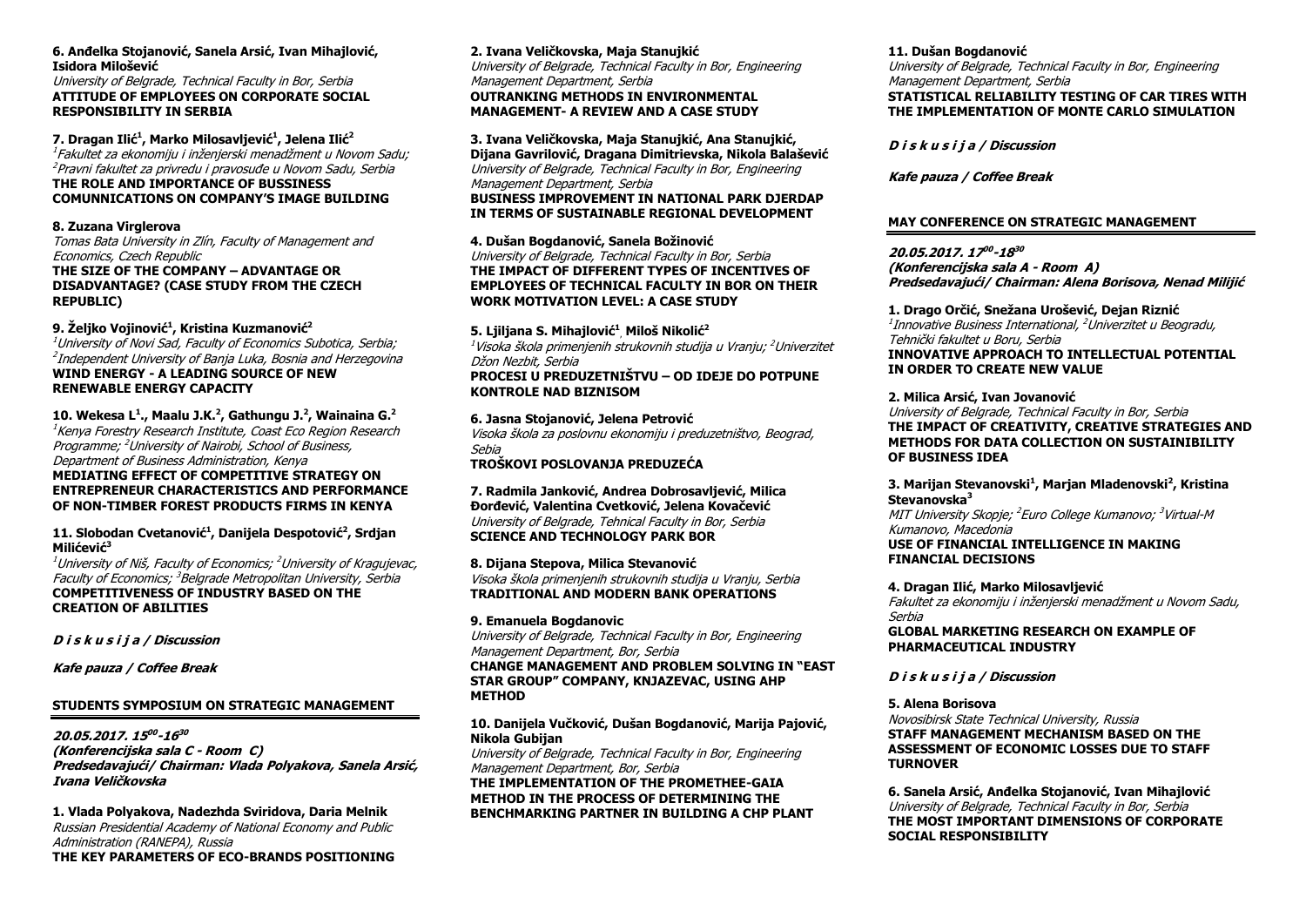**6. Anđelka Stojanović, Sanela Arsić, Ivan Mihajlović, Isidora Milošević**
*University of Belgrade, Technical Faculty in Bor, Serbia*
**ATTITUDE OF EMPLOYEES ON CORPORATE SOCIAL RESPONSIBILITY IN SERBIA**

**7. Dragan Ilić[1], Marko Milosavljević[1], Jelena Ilić[2]**
*[1]Fakultet za ekonomiju i inženjerski menadžment u Novom Sadu; [2]Pravni fakultet za privredu i pravosuđe u Novom Sadu, Serbia*
**THE ROLE AND IMPORTANCE OF BUSSINESS COMUNNICATIONS ON COMPANY'S IMAGE BUILDING**

**8. Zuzana Virglerova**
*Tomas Bata University in Zlín, Faculty of Management and Economics, Czech Republic*
**THE SIZE OF THE COMPANY – ADVANTAGE OR DISADVANTAGE? (CASE STUDY FROM THE CZECH REPUBLIC)**

**9. Željko Vojinović[1], Kristina Kuzmanović[2]**
*[1]University of Novi Sad, Faculty of Economics Subotica, Serbia; [2]Independent University of Banja Luka, Bosnia and Herzegovina*
**WIND ENERGY - A LEADING SOURCE OF NEW RENEWABLE ENERGY CAPACITY**

**10. Wekesa L[1]., Maalu J.K.[2], Gathungu J.[2], Wainaina G.[2]**
*[1]Kenya Forestry Research Institute, Coast Eco Region Research Programme; [2]University of Nairobi, School of Business, Department of Business Administration, Kenya*
**MEDIATING EFFECT OF COMPETITIVE STRATEGY ON ENTREPRENEUR CHARACTERISTICS AND PERFORMANCE OF NON-TIMBER FOREST PRODUCTS FIRMS IN KENYA**

**11. Slobodan Cvetanović[1], Danijela Despotović[2], Srdjan Milićević[3]**
*[1]University of Niš, Faculty of Economics; [2]University of Kragujevac, Faculty of Economics; [3]Belgrade Metropolitan University, Serbia*
**COMPETITIVENESS OF INDUSTRY BASED ON THE CREATION OF ABILITIES**

***D i s k u s i j a / Discussion***

***Kafe pauza / Coffee Break***

## STUDENTS SYMPOSIUM ON STRATEGIC MANAGEMENT

***20.05.2017. 15[00]-16[30]***
***(Konferencijska sala C - Room C)***
***Predsedavajući/ Chairman: Vlada Polyakova, Sanela Arsić, Ivana Veličkovska***

**1. Vlada Polyakova, Nadezhda Sviridova, Daria Melnik**
*Russian Presidential Academy of National Economy and Public Administration (RANEPA), Russia*
**THE KEY PARAMETERS OF ECO-BRANDS POSITIONING**

**2. Ivana Veličkovska, Maja Stanujkić**
*University of Belgrade, Technical Faculty in Bor, Engineering Management Department, Serbia*
**OUTRANKING METHODS IN ENVIRONMENTAL MANAGEMENT- A REVIEW AND A CASE STUDY**

**3. Ivana Veličkovska, Maja Stanujkić, Ana Stanujkić, Dijana Gavrilović, Dragana Dimitrievska, Nikola Balašević**
*University of Belgrade, Technical Faculty in Bor, Engineering Management Department, Serbia*
**BUSINESS IMPROVEMENT IN NATIONAL PARK DJERDAP IN TERMS OF SUSTAINABLE REGIONAL DEVELOPMENT**

**4. Dušan Bogdanović, Sanela Božinović**
*University of Belgrade, Technical Faculty in Bor, Serbia*
**THE IMPACT OF DIFFERENT TYPES OF INCENTIVES OF EMPLOYEES OF TECHNICAL FACULTY IN BOR ON THEIR WORK MOTIVATION LEVEL: A CASE STUDY**

**5. Ljiljana S. Mihajlović[1], Miloš Nikolić[2]**
*[1]Visoka škola primenjenih strukovnih studija u Vranju; [2]Univerzitet Džon Nezbit, Serbia*
**PROCESI U PREDUZETNIŠTVU – OD IDEJE DO POTPUNE KONTROLE NAD BIZNISOM**

**6. Jasna Stojanović, Jelena Petrović**
*Visoka škola za poslovnu ekonomiju i preduzetništvo, Beograd, Sebia*
**TROŠKOVI POSLOVANJA PREDUZEĆA**

**7. Radmila Janković, Andrea Dobrosavljević, Milica Đorđević, Valentina Cvetković, Jelena Kovačević**
*University of Belgrade, Tehnical Faculty in Bor, Serbia*
**SCIENCE AND TECHNOLOGY PARK BOR**

**8. Dijana Stepova, Milica Stevanović**
*Visoka škola primenjenih strukovnih studija u Vranju, Serbia*
**TRADITIONAL AND MODERN BANK OPERATIONS**

**9. Emanuela Bogdanovic**
*University of Belgrade, Technical Faculty in Bor, Engineering Management Department, Bor, Serbia*
**CHANGE MANAGEMENT AND PROBLEM SOLVING IN "EAST STAR GROUP" COMPANY, KNJAZEVAC, USING AHP METHOD**

**10. Danijela Vučković, Dušan Bogdanović, Marija Pajović, Nikola Gubijan**
*University of Belgrade, Technical Faculty in Bor, Engineering Management Department, Bor, Serbia*
**THE IMPLEMENTATION OF THE PROMETHEE-GAIA METHOD IN THE PROCESS OF DETERMINING THE BENCHMARKING PARTNER IN BUILDING A CHP PLANT**

**11. Dušan Bogdanović**
*University of Belgrade, Technical Faculty in Bor, Engineering Management Department, Serbia*
**STATISTICAL RELIABILITY TESTING OF CAR TIRES WITH THE IMPLEMENTATION OF MONTE CARLO SIMULATION**

***D i s k u s i j a / Discussion***

***Kafe pauza / Coffee Break***

## MAY CONFERENCE ON STRATEGIC MANAGEMENT

***20.05.2017. 17[00]-18[30]***
***(Konferencijska sala A - Room A)***
***Predsedavajući/ Chairman: Alena Borisova, Nenad Milijić***

**1. Drago Orčić, Snežana Urošević, Dejan Riznić**
*[1]Innovative Business International, [2]Univerzitet u Beogradu, Tehnički fakultet u Boru, Serbia*
**INNOVATIVE APPROACH TO INTELLECTUAL POTENTIAL IN ORDER TO CREATE NEW VALUE**

**2. Milica Arsić, Ivan Jovanović**
*University of Belgrade, Technical Faculty in Bor, Serbia*
**THE IMPACT OF CREATIVITY, CREATIVE STRATEGIES AND METHODS FOR DATA COLLECTION ON SUSTAINIBILITY OF BUSINESS IDEA**

**3. Marijan Stevanovski[1], Marjan Mladenovski[2], Kristina Stevanovska[3]**
*MIT University Skopje; [2]Euro College Kumanovo; [3]Virtual-M Kumanovo, Macedonia*
**USE OF FINANCIAL INTELLIGENCE IN MAKING FINANCIAL DECISIONS**

**4. Dragan Ilić, Marko Milosavljević**
*Fakultet za ekonomiju i inženjerski menadžment u Novom Sadu, Serbia*
**GLOBAL MARKETING RESEARCH ON EXAMPLE OF PHARMACEUTICAL INDUSTRY**

***D i s k u s i j a / Discussion***

**5. Alena Borisova**
*Novosibirsk State Technical University, Russia*
**STAFF MANAGEMENT MECHANISM BASED ON THE ASSESSMENT OF ECONOMIC LOSSES DUE TO STAFF TURNOVER**

**6. Sanela Arsić, Anđelka Stojanović, Ivan Mihajlović**
*University of Belgrade, Technical Faculty in Bor, Serbia*
**THE MOST IMPORTANT DIMENSIONS OF CORPORATE SOCIAL RESPONSIBILITY**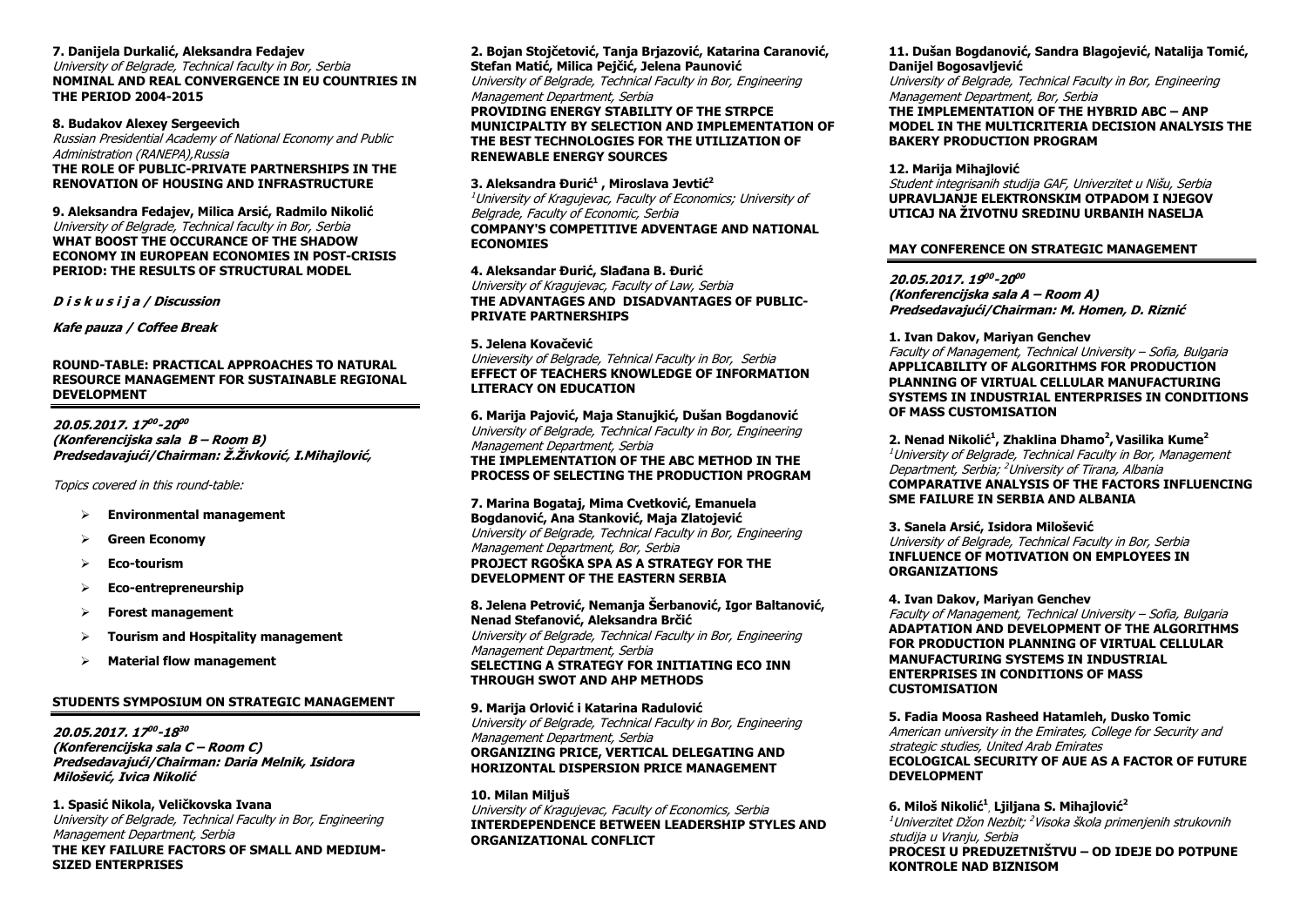**7. Danijela Durkalić, Aleksandra Fedajev**
*University of Belgrade, Technical faculty in Bor, Serbia*
**NOMINAL AND REAL CONVERGENCE IN EU COUNTRIES IN THE PERIOD 2004-2015**

**8. Budakov Alexey Sergeevich**
*Russian Presidential Academy of National Economy and Public Administration (RANEPA),Russia*
**THE ROLE OF PUBLIC-PRIVATE PARTNERSHIPS IN THE RENOVATION OF HOUSING AND INFRASTRUCTURE**

**9. Aleksandra Fedajev, Milica Arsić, Radmilo Nikolić**
*University of Belgrade, Technical faculty in Bor, Serbia*
**WHAT BOOST THE OCCURANCE OF THE SHADOW ECONOMY IN EUROPEAN ECONOMIES IN POST-CRISIS PERIOD: THE RESULTS OF STRUCTURAL MODEL**

***D i s k u s i j a / Discussion***

***Kafe pauza / Coffee Break***

## ROUND-TABLE: PRACTICAL APPROACHES TO NATURAL RESOURCE MANAGEMENT FOR SUSTAINABLE REGIONAL DEVELOPMENT

***20.05.2017. 17:00-20:00***
***(Konferencijska sala B – Room B)***
***Predsedavajući/Chairman: Ž.Živković, I.Mihajlović,***

*Topics covered in this round-table:*

- **Environmental management**
- **Green Economy**
- **Eco-tourism**
- **Eco-entrepreneurship**
- **Forest management**
- **Tourism and Hospitality management**
- **Material flow management**

## STUDENTS SYMPOSIUM ON STRATEGIC MANAGEMENT

***20.05.2017. 17:00-18:30***
***(Konferencijska sala C – Room C)***
***Predsedavajući/Chairman: Daria Melnik, Isidora Milošević, Ivica Nikolić***

**1. Spasić Nikola, Veličkovska Ivana**
*University of Belgrade, Technical Faculty in Bor, Engineering Management Department, Serbia*
**THE KEY FAILURE FACTORS OF SMALL AND MEDIUM-SIZED ENTERPRISES**

**2. Bojan Stojčetović, Tanja Brjazović, Katarina Caranović, Stefan Matić, Milica Pejčić, Jelena Paunović**
*University of Belgrade, Technical Faculty in Bor, Engineering Management Department, Serbia*
**PROVIDING ENERGY STABILITY OF THE STRPCE MUNICIPALTIY BY SELECTION AND IMPLEMENTATION OF THE BEST TECHNOLOGIES FOR THE UTILIZATION OF RENEWABLE ENERGY SOURCES**

**3. Aleksandra Đurić[1] , Miroslava Jevtić[2]**
*[1]University of Kragujevac, Faculty of Economics; University of Belgrade, Faculty of Economic, Serbia*
**COMPANY'S COMPETITIVE ADVENTAGE AND NATIONAL ECONOMIES**

**4. Aleksandar Đurić, Slađana B. Đurić**
*University of Kragujevac, Faculty of Law, Serbia*
**THE ADVANTAGES AND DISADVANTAGES OF PUBLIC-PRIVATE PARTNERSHIPS**

**5. Jelena Kovačević**
*Unieversity of Belgrade, Tehnical Faculty in Bor, Serbia*
**EFFECT OF TEACHERS KNOWLEDGE OF INFORMATION LITERACY ON EDUCATION**

**6. Marija Pajović, Maja Stanujkić, Dušan Bogdanović**
*University of Belgrade, Technical Faculty in Bor, Engineering Management Department, Serbia*
**THE IMPLEMENTATION OF THE ABC METHOD IN THE PROCESS OF SELECTING THE PRODUCTION PROGRAM**

**7. Marina Bogataj, Mima Cvetković, Emanuela Bogdanović, Ana Stanković, Maja Zlatojević**
*University of Belgrade, Technical Faculty in Bor, Engineering Management Department, Bor, Serbia*
**PROJECT RGOŠKA SPA AS A STRATEGY FOR THE DEVELOPMENT OF THE EASTERN SERBIA**

**8. Jelena Petrović, Nemanja Šerbanović, Igor Baltanović, Nenad Stefanović, Aleksandra Brčić**
*University of Belgrade, Technical Faculty in Bor, Engineering Management Department, Serbia*
**SELECTING A STRATEGY FOR INITIATING ECO INN THROUGH SWOT AND AHP METHODS**

**9. Marija Orlović i Katarina Radulović**
*University of Belgrade, Technical Faculty in Bor, Engineering Management Department, Serbia*
**ORGANIZING PRICE, VERTICAL DELEGATING AND HORIZONTAL DISPERSION PRICE MANAGEMENT**

**10. Milan Miljuš**
*University of Kragujevac, Faculty of Economics, Serbia*
**INTERDEPENDENCE BETWEEN LEADERSHIP STYLES AND ORGANIZATIONAL CONFLICT**

**11. Dušan Bogdanović, Sandra Blagojević, Natalija Tomić, Danijel Bogosavljević**
*University of Belgrade, Technical Faculty in Bor, Engineering Management Department, Bor, Serbia*
**THE IMPLEMENTATION OF THE HYBRID ABC – ANP MODEL IN THE MULTICRITERIA DECISION ANALYSIS THE BAKERY PRODUCTION PROGRAM**

**12. Marija Mihajlović**
*Student integrisanih studija GAF, Univerzitet u Nišu, Serbia*
**UPRAVLJANJE ELEKTRONSKIM OTPADOM I NJEGOV UTICAJ NA ŽIVOTNU SREDINU URBANIH NASELJA**

## MAY CONFERENCE ON STRATEGIC MANAGEMENT

***20.05.2017. 19:00-20:00***
***(Konferencijska sala A – Room A)***
***Predsedavajući/Chairman: M. Homen, D. Riznić***

**1. Ivan Dakov, Mariyan Genchev**
*Faculty of Management, Technical University – Sofia, Bulgaria*
**APPLICABILITY OF ALGORITHMS FOR PRODUCTION PLANNING OF VIRTUAL CELLULAR MANUFACTURING SYSTEMS IN INDUSTRIAL ENTERPRISES IN CONDITIONS OF MASS CUSTOMISATION**

**2. Nenad Nikolić[1], Zhaklina Dhamo[2], Vasilika Kume[2]**
*[1]University of Belgrade, Technical Faculty in Bor, Management Department, Serbia; [2]University of Tirana, Albania*
**COMPARATIVE ANALYSIS OF THE FACTORS INFLUENCING SME FAILURE IN SERBIA AND ALBANIA**

**3. Sanela Arsić, Isidora Milošević**
*University of Belgrade, Technical Faculty in Bor, Serbia*
**INFLUENCE OF MOTIVATION ON EMPLOYEES IN ORGANIZATIONS**

**4. Ivan Dakov, Mariyan Genchev**
*Faculty of Management, Technical University – Sofia, Bulgaria*
**ADAPTATION AND DEVELOPMENT OF THE ALGORITHMS FOR PRODUCTION PLANNING OF VIRTUAL CELLULAR MANUFACTURING SYSTEMS IN INDUSTRIAL ENTERPRISES IN CONDITIONS OF MASS CUSTOMISATION**

**5. Fadia Moosa Rasheed Hatamleh, Dusko Tomic**
*American university in the Emirates, College for Security and strategic studies, United Arab Emirates*
**ECOLOGICAL SECURITY OF AUE AS A FACTOR OF FUTURE DEVELOPMENT**

**6. Miloš Nikolić[1], Ljiljana S. Mihajlović[2]**
*[1]Univerzitet Džon Nezbit; [2]Visoka škola primenjenih strukovnih studija u Vranju, Serbia*
**PROCESI U PREDUZETNIŠTVU – OD IDEJE DO POTPUNE KONTROLE NAD BIZNISOM**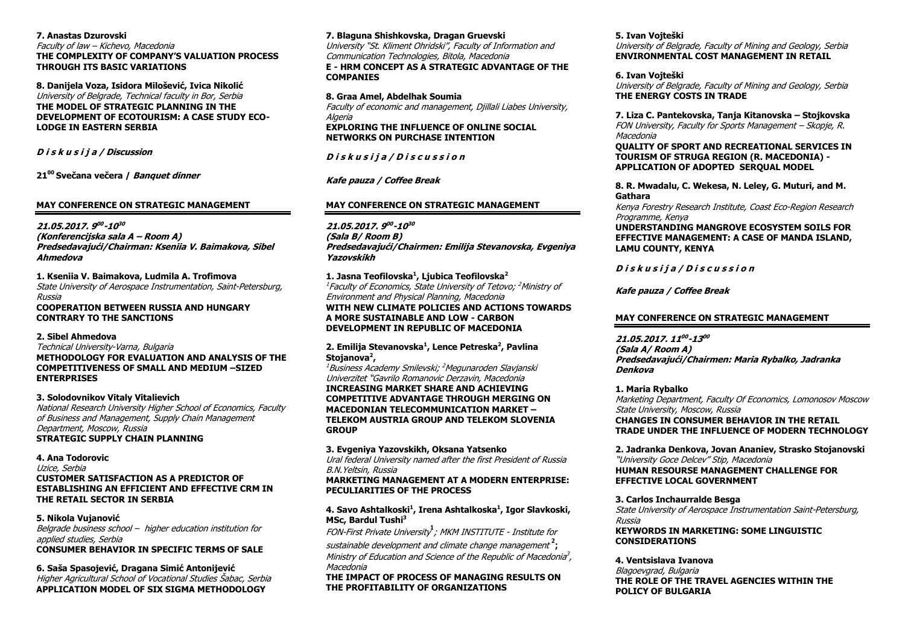**7. Anastas Dzurovski**
*Faculty of law – Kichevo, Macedonia*
**THE COMPLEXITY OF COMPANY'S VALUATION PROCESS THROUGH ITS BASIC VARIATIONS**

**8. Danijela Voza, Isidora Milošević, Ivica Nikolić**
*University of Belgrade, Technical faculty in Bor, Serbia*
**THE MODEL OF STRATEGIC PLANNING IN THE DEVELOPMENT OF ECOTOURISM: A CASE STUDY ECO-LODGE IN EASTERN SERBIA**

***D i s k u s i j a / Discussion***

**21[00] Svečana večera / *Banquet dinner***

## MAY CONFERENCE ON STRATEGIC MANAGEMENT

***21.05.2017. 9[00]-10[30]***
***(Konferencijska sala A – Room A)***
***Predsedavajući/Chairman: Kseniia V. Baimakova, Sibel Ahmedova***

**1. Kseniia V. Baimakova, Ludmila A. Trofimova**
*State University of Aerospace Instrumentation, Saint-Petersburg, Russia*
**COOPERATION BETWEEN RUSSIA AND HUNGARY CONTRARY TO THE SANCTIONS**

**2. Sibel Ahmedova**
*Technical University-Varna, Bulgaria*
**METHODOLOGY FOR EVALUATION AND ANALYSIS OF THE COMPETITIVENESS OF SMALL AND MEDIUM –SIZED ENTERPRISES**

**3. Solodovnikov Vitaly Vitalievich**
*National Research University Higher School of Economics, Faculty of Business and Management, Supply Chain Management Department, Moscow, Russia*
**STRATEGIC SUPPLY CHAIN PLANNING**

**4. Ana Todorovic**
*Uzice, Serbia*
**CUSTOMER SATISFACTION AS A PREDICTOR OF ESTABLISHING AN EFFICIENT AND EFFECTIVE CRM IN THE RETAIL SECTOR IN SERBIA**

**5. Nikola Vujanović**
*Belgrade business school – higher education institution for applied studies, Serbia*
**CONSUMER BEHAVIOR IN SPECIFIC TERMS OF SALE**

**6. Saša Spasojević, Dragana Simić Antonijević**
*Higher Agricultural School of Vocational Studies Šabac, Serbia*
**APPLICATION MODEL OF SIX SIGMA METHODOLOGY**

**7. Blaguna Shishkovska, Dragan Gruevski**
*University "St. Kliment Ohridski", Faculty of Information and Communication Technologies, Bitola, Macedonia*
**E - HRM CONCEPT AS A STRATEGIC ADVANTAGE OF THE COMPANIES**

**8. Graa Amel, Abdelhak Soumia**
*Faculty of economic and management, Djillali Liabes University, Algeria*
**EXPLORING THE INFLUENCE OF ONLINE SOCIAL NETWORKS ON PURCHASE INTENTION**

***D i s k u s i j a / D i s c u s s i o n***

***Kafe pauza / Coffee Break***

## MAY CONFERENCE ON STRATEGIC MANAGEMENT

***21.05.2017. 9[00]-10[30]***
***(Sala B/ Room B)***
***Predsedavajući/Chairmen: Emilija Stevanovska, Evgeniya Yazovskikh***

**1. Jasna Teofilovska[1], Ljubica Teofilovska[2]**
*[1]Faculty of Economics, State University of Tetovo; [2]Ministry of Environment and Physical Planning, Macedonia*
**WITH NEW CLIMATE POLICIES AND ACTIONS TOWARDS A MORE SUSTAINABLE AND LOW - CARBON DEVELOPMENT IN REPUBLIC OF MACEDONIA**

**2. Emilija Stevanovska[1], Lence Petreska[2], Pavlina Stojanova[2],**
*[1]Business Academy Smilevski; [2]Megunaroden Slavjanski Univerzitet "Gavrilo Romanovic Derzavin, Macedonia*
**INCREASING MARKET SHARE AND ACHIEVING COMPETITIVE ADVANTAGE THROUGH MERGING ON MACEDONIAN TELECOMMUNICATION MARKET – TELEKOM AUSTRIA GROUP AND TELEKOM SLOVENIA GROUP**

**3. Evgeniya Yazovskikh, Oksana Yatsenko**
*Ural federal University named after the first President of Russia B.N.Yeltsin, Russia*
**MARKETING MANAGEMENT AT A MODERN ENTERPRISE: PECULIARITIES OF THE PROCESS**

**4. Savo Ashtalkoski[1], Irena Ashtalkoska[1], Igor Slavkoski, MSc, Bardul Tushi[3]**
*FON-First Private University[1]; MKM INSTITUTE - Institute for sustainable development and climate change management[2]; Ministry of Education and Science of the Republic of Macedonia[3], Macedonia*
**THE IMPACT OF PROCESS OF MANAGING RESULTS ON THE PROFITABILITY OF ORGANIZATIONS**

**5. Ivan Vojteški**
*University of Belgrade, Faculty of Mining and Geology, Serbia*
**ENVIRONMENTAL COST MANAGEMENT IN RETAIL**

**6. Ivan Vojteški**
*University of Belgrade, Faculty of Mining and Geology, Serbia*
**THE ENERGY COSTS IN TRADE**

**7. Liza C. Pantekovska, Tanja Kitanovska – Stojkovska**
*FON University, Faculty for Sports Management – Skopje, R. Macedonia*
**QUALITY OF SPORT AND RECREATIONAL SERVICES IN TOURISM OF STRUGA REGION (R. MACEDONIA) - APPLICATION OF ADOPTED SERQUAL MODEL**

**8. R. Mwadalu, C. Wekesa, N. Leley, G. Muturi, and M. Gathara**
*Kenya Forestry Research Institute, Coast Eco-Region Research Programme, Kenya*
**UNDERSTANDING MANGROVE ECOSYSTEM SOILS FOR EFFECTIVE MANAGEMENT: A CASE OF MANDA ISLAND, LAMU COUNTY, KENYA**

***D i s k u s i j a / D i s c u s s i o n***

***Kafe pauza / Coffee Break***

## MAY CONFERENCE ON STRATEGIC MANAGEMENT

***21.05.2017. 11[00]-13[00]***
***(Sala A/ Room A)***
***Predsedavajući/Chairmen: Maria Rybalko, Jadranka Denkova***

**1. Maria Rybalko**
*Marketing Department, Faculty Of Economics, Lomonosov Moscow State University, Moscow, Russia*
**CHANGES IN CONSUMER BEHAVIOR IN THE RETAIL TRADE UNDER THE INFLUENCE OF MODERN TECHNOLOGY**

**2. Jadranka Denkova, Jovan Ananiev, Strasko Stojanovski**
*"University Goce Delcev" Stip, Macedonia*
**HUMAN RESOURSE MANAGEMENT CHALLENGE FOR EFFECTIVE LOCAL GOVERNMENT**

**3. Carlos Inchaurralde Besga**
*State University of Aerospace Instrumentation Saint-Petersburg, Russia*
**KEYWORDS IN MARKETING: SOME LINGUISTIC CONSIDERATIONS**

**4. Ventsislava Ivanova**
*Blagoevgrad, Bulgaria*
**THE ROLE OF THE TRAVEL AGENCIES WITHIN THE POLICY OF BULGARIA**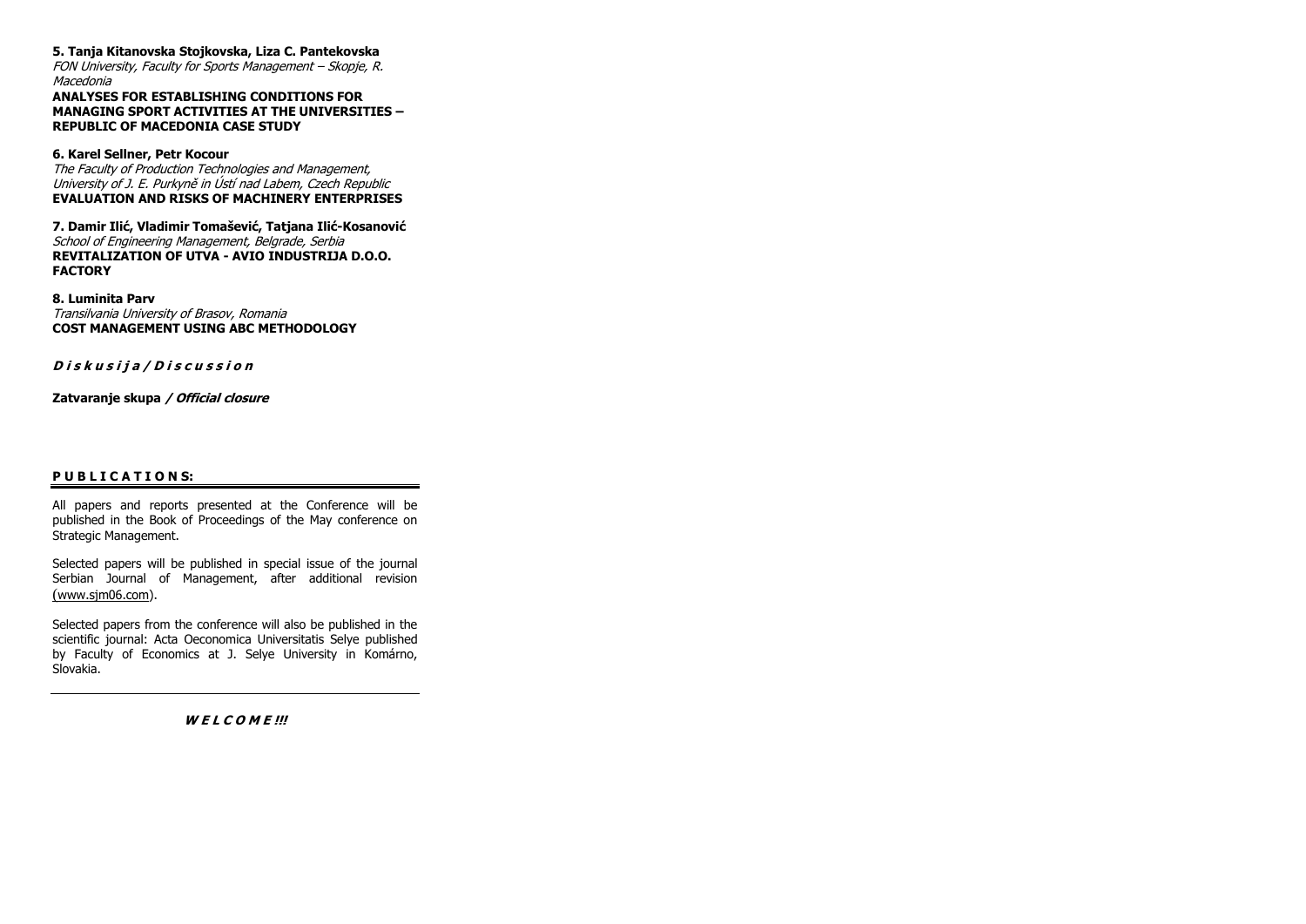**5. Tanja Kitanovska Stojkovska, Liza C. Pantekovska**
*FON University, Faculty for Sports Management – Skopje, R. Macedonia*
**ANALYSES FOR ESTABLISHING CONDITIONS FOR MANAGING SPORT ACTIVITIES AT THE UNIVERSITIES – REPUBLIC OF MACEDONIA CASE STUDY**

**6. Karel Sellner, Petr Kocour**
*The Faculty of Production Technologies and Management, University of J. E. Purkyně in Ústí nad Labem, Czech Republic*
**EVALUATION AND RISKS OF MACHINERY ENTERPRISES**

**7. Damir Ilić, Vladimir Tomašević, Tatjana Ilić-Kosanović**
*School of Engineering Management, Belgrade, Serbia*
**REVITALIZATION OF UTVA - AVIO INDUSTRIJA D.O.O. FACTORY**

**8. Luminita Parv**
*Transilvania University of Brasov, Romania*
**COST MANAGEMENT USING ABC METHODOLOGY**

***D i s k u s i j a / D i s c u s s i o n***

**Zatvaranje skupa *​/ Official closure***

## P U B L I C A T I O N S:

All papers and reports presented at the Conference will be published in the Book of Proceedings of the May conference on Strategic Management.

Selected papers will be published in special issue of the journal Serbian Journal of Management, after additional revision (www.sjm06.com).

Selected papers from the conference will also be published in the scientific journal: Acta Oeconomica Universitatis Selye published by Faculty of Economics at J. Selye University in Komárno, Slovakia.

***W E L C O M E !!!***